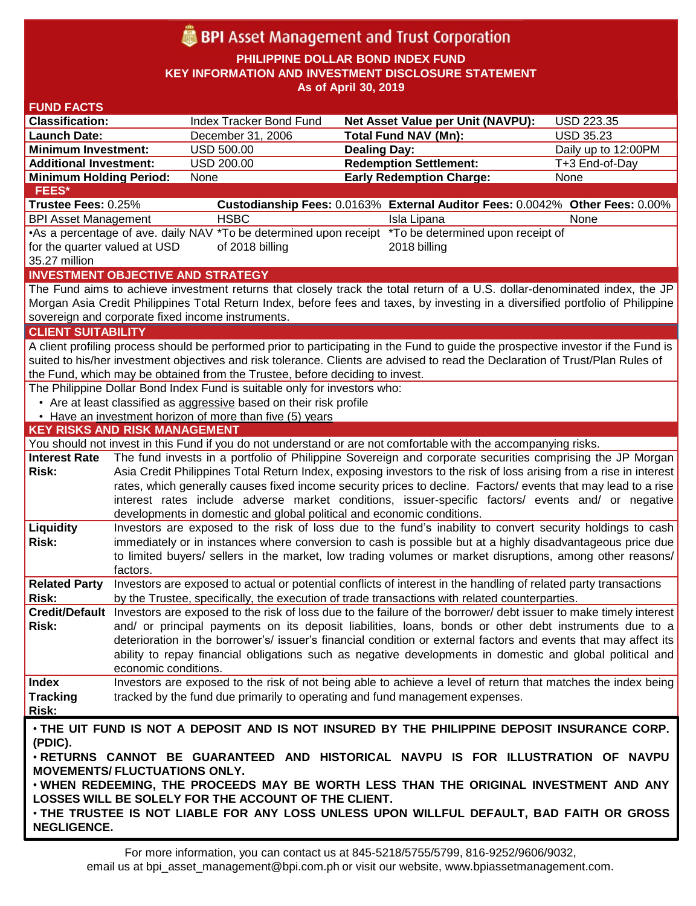# BPI Asset Management and Trust Corporation

## PHILIPPINE DOLLAR BOND INDEX FUND
## KEY INFORMATION AND INVESTMENT DISCLOSURE STATEMENT
## As of April 30, 2019

### FUND FACTS

| | | | |
|---|---|---|---|
| **Classification:** | Index Tracker Bond Fund | **Net Asset Value per Unit (NAVPU):** | USD 223.35 |
| **Launch Date:** | December 31, 2006 | **Total Fund NAV (Mn):** | USD 35.23 |
| **Minimum Investment:** | USD 500.00 | **Dealing Day:** | Daily up to 12:00PM |
| **Additional Investment:** | USD 200.00 | **Redemption Settlement:** | T+3 End-of-Day |
| **Minimum Holding Period:** | None | **Early Redemption Charge:** | None |

### FEES*

| **Trustee Fees:** 0.25% | **Custodianship Fees:** 0.0163% | **External Auditor Fees:** 0.0042% | **Other Fees:** 0.00% |
|---|---|---|---|
| BPI Asset Management | HSBC | Isla Lipana | None |
| •As a percentage of ave. daily NAV for the quarter valued at USD 35.27 million | *To be determined upon receipt of 2018 billing | *To be determined upon receipt of 2018 billing | |

### INVESTMENT OBJECTIVE AND STRATEGY

The Fund aims to achieve investment returns that closely track the total return of a U.S. dollar-denominated index, the JP Morgan Asia Credit Philippines Total Return Index, before fees and taxes, by investing in a diversified portfolio of Philippine sovereign and corporate fixed income instruments.

### CLIENT SUITABILITY

A client profiling process should be performed prior to participating in the Fund to guide the prospective investor if the Fund is suited to his/her investment objectives and risk tolerance. Clients are advised to read the Declaration of Trust/Plan Rules of the Fund, which may be obtained from the Trustee, before deciding to invest.

The Philippine Dollar Bond Index Fund is suitable only for investors who:

- Are at least classified as aggressive based on their risk profile
- Have an investment horizon of more than five (5) years

### KEY RISKS AND RISK MANAGEMENT

You should not invest in this Fund if you do not understand or are not comfortable with the accompanying risks.

| | |
|---|---|
| **Interest Rate Risk:** | The fund invests in a portfolio of Philippine Sovereign and corporate securities comprising the JP Morgan Asia Credit Philippines Total Return Index, exposing investors to the risk of loss arising from a rise in interest rates, which generally causes fixed income security prices to decline. Factors/ events that may lead to a rise interest rates include adverse market conditions, issuer-specific factors/ events and/ or negative developments in domestic and global political and economic conditions. |
| **Liquidity Risk:** | Investors are exposed to the risk of loss due to the fund's inability to convert security holdings to cash immediately or in instances where conversion to cash is possible but at a highly disadvantageous price due to limited buyers/ sellers in the market, low trading volumes or market disruptions, among other reasons/ factors. |
| **Related Party Risk:** | Investors are exposed to actual or potential conflicts of interest in the handling of related party transactions by the Trustee, specifically, the execution of trade transactions with related counterparties. |
| **Credit/Default Risk:** | Investors are exposed to the risk of loss due to the failure of the borrower/ debt issuer to make timely interest and/ or principal payments on its deposit liabilities, loans, bonds or other debt instruments due to a deterioration in the borrower's/ issuer's financial condition or external factors and events that may affect its ability to repay financial obligations such as negative developments in domestic and global political and economic conditions. |
| **Index Tracking Risk:** | Investors are exposed to the risk of not being able to achieve a level of return that matches the index being tracked by the fund due primarily to operating and fund management expenses. |

**• THE UIT FUND IS NOT A DEPOSIT AND IS NOT INSURED BY THE PHILIPPINE DEPOSIT INSURANCE CORP. (PDIC).**

**• RETURNS CANNOT BE GUARANTEED AND HISTORICAL NAVPU IS FOR ILLUSTRATION OF NAVPU MOVEMENTS/ FLUCTUATIONS ONLY.**

**• WHEN REDEEMING, THE PROCEEDS MAY BE WORTH LESS THAN THE ORIGINAL INVESTMENT AND ANY LOSSES WILL BE SOLELY FOR THE ACCOUNT OF THE CLIENT.**

**• THE TRUSTEE IS NOT LIABLE FOR ANY LOSS UNLESS UPON WILLFUL DEFAULT, BAD FAITH OR GROSS NEGLIGENCE.**

For more information, you can contact us at 845-5218/5755/5799, 816-9252/9606/9032, email us at bpi_asset_management@bpi.com.ph or visit our website, www.bpiassetmanagement.com.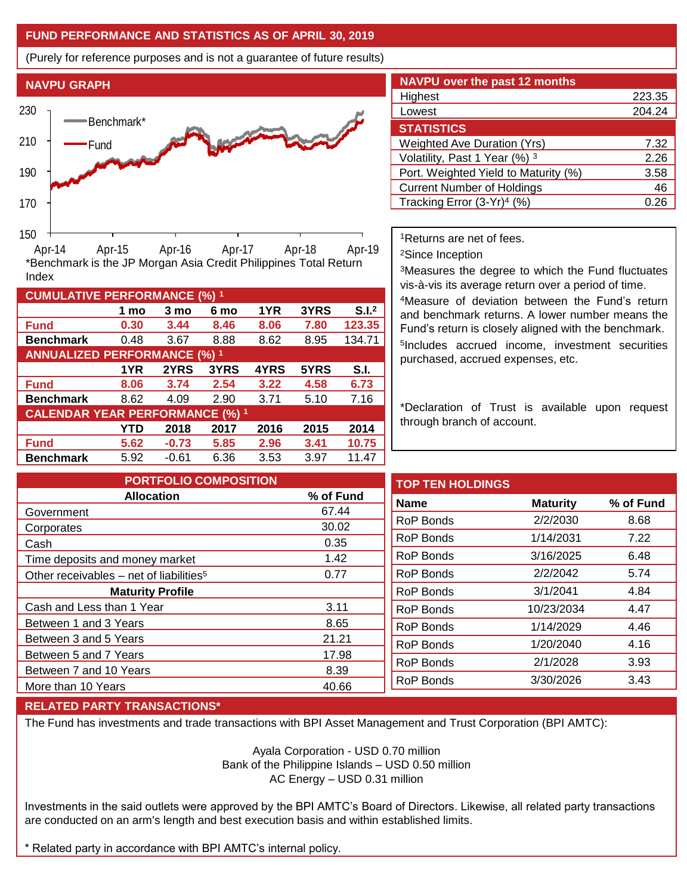## FUND PERFORMANCE AND STATISTICS AS OF APRIL 30, 2019

(Purely for reference purposes and is not a guarantee of future results)

### NAVPU GRAPH

*Benchmark is the JP Morgan Asia Credit Philippines Total Return Index

### NAVPU over the past 12 months

| | |
|---|---|
| Highest | 223.35 |
| Lowest | 204.24 |

### STATISTICS

| | |
|---|---|
| Weighted Ave Duration (Yrs) | 7.32 |
| Volatility, Past 1 Year (%) [3] | 2.26 |
| Port. Weighted Yield to Maturity (%) | 3.58 |
| Current Number of Holdings | 46 |
| Tracking Error (3-Yr)[4] (%) | 0.26 |

[1]Returns are net of fees.

[2]Since Inception

[3]Measures the degree to which the Fund fluctuates vis-à-vis its average return over a period of time.

[4]Measure of deviation between the Fund's return and benchmark returns. A lower number means the Fund's return is closely aligned with the benchmark.

[5]Includes accrued income, investment securities purchased, accrued expenses, etc.

*Declaration of Trust is available upon request through branch of account.

### CUMULATIVE PERFORMANCE (%) [1]

| | 1 mo | 3 mo | 6 mo | 1YR | 3YRS | S.I.[2] |
|---|---|---|---|---|---|---|
| **Fund** | **0.30** | **3.44** | **8.46** | **8.06** | **7.80** | **123.35** |
| **Benchmark** | 0.48 | 3.67 | 8.88 | 8.62 | 8.95 | 134.71 |

### ANNUALIZED PERFORMANCE (%) [1]

| | 1YR | 2YRS | 3YRS | 4YRS | 5YRS | S.I. |
|---|---|---|---|---|---|---|
| **Fund** | **8.06** | **3.74** | **2.54** | **3.22** | **4.58** | **6.73** |
| **Benchmark** | 8.62 | 4.09 | 2.90 | 3.71 | 5.10 | 7.16 |

### CALENDAR YEAR PERFORMANCE (%) [1]

| | YTD | 2018 | 2017 | 2016 | 2015 | 2014 |
|---|---|---|---|---|---|---|
| **Fund** | **5.62** | **-0.73** | **5.85** | **2.96** | **3.41** | **10.75** |
| **Benchmark** | 5.92 | -0.61 | 6.36 | 3.53 | 3.97 | 11.47 |

### PORTFOLIO COMPOSITION

| Allocation | % of Fund |
|---|---|
| Government | 67.44 |
| Corporates | 30.02 |
| Cash | 0.35 |
| Time deposits and money market | 1.42 |
| Other receivables – net of liabilities[5] | 0.77 |
| **Maturity Profile** | |
| Cash and Less than 1 Year | 3.11 |
| Between 1 and 3 Years | 8.65 |
| Between 3 and 5 Years | 21.21 |
| Between 5 and 7 Years | 17.98 |
| Between 7 and 10 Years | 8.39 |
| More than 10 Years | 40.66 |

### TOP TEN HOLDINGS

| Name | Maturity | % of Fund |
|---|---|---|
| RoP Bonds | 2/2/2030 | 8.68 |
| RoP Bonds | 1/14/2031 | 7.22 |
| RoP Bonds | 3/16/2025 | 6.48 |
| RoP Bonds | 2/2/2042 | 5.74 |
| RoP Bonds | 3/1/2041 | 4.84 |
| RoP Bonds | 10/23/2034 | 4.47 |
| RoP Bonds | 1/14/2029 | 4.46 |
| RoP Bonds | 1/20/2040 | 4.16 |
| RoP Bonds | 2/1/2028 | 3.93 |
| RoP Bonds | 3/30/2026 | 3.43 |

### RELATED PARTY TRANSACTIONS*

The Fund has investments and trade transactions with BPI Asset Management and Trust Corporation (BPI AMTC):

Ayala Corporation - USD 0.70 million
Bank of the Philippine Islands – USD 0.50 million
AC Energy – USD 0.31 million

Investments in the said outlets were approved by the BPI AMTC's Board of Directors. Likewise, all related party transactions are conducted on an arm's length and best execution basis and within established limits.

* Related party in accordance with BPI AMTC's internal policy.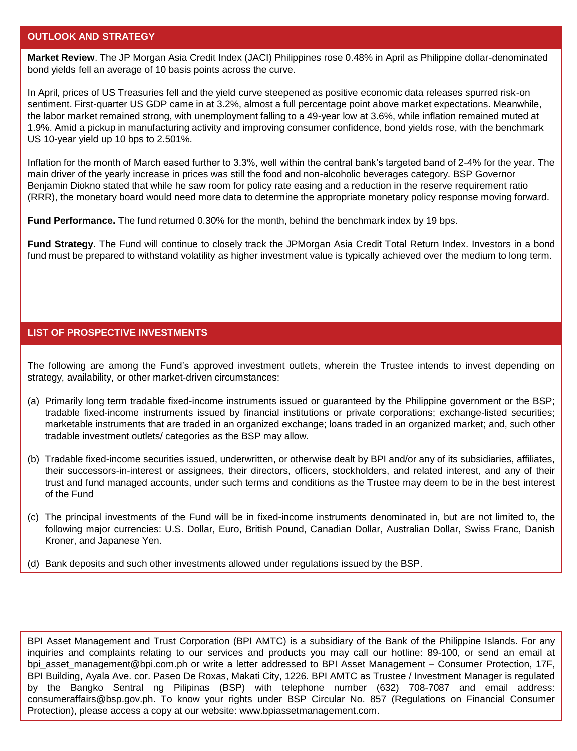## OUTLOOK AND STRATEGY

**Market Review**. The JP Morgan Asia Credit Index (JACI) Philippines rose 0.48% in April as Philippine dollar-denominated bond yields fell an average of 10 basis points across the curve.

In April, prices of US Treasuries fell and the yield curve steepened as positive economic data releases spurred risk-on sentiment. First-quarter US GDP came in at 3.2%, almost a full percentage point above market expectations. Meanwhile, the labor market remained strong, with unemployment falling to a 49-year low at 3.6%, while inflation remained muted at 1.9%. Amid a pickup in manufacturing activity and improving consumer confidence, bond yields rose, with the benchmark US 10-year yield up 10 bps to 2.501%.

Inflation for the month of March eased further to 3.3%, well within the central bank's targeted band of 2-4% for the year. The main driver of the yearly increase in prices was still the food and non-alcoholic beverages category. BSP Governor Benjamin Diokno stated that while he saw room for policy rate easing and a reduction in the reserve requirement ratio (RRR), the monetary board would need more data to determine the appropriate monetary policy response moving forward.

**Fund Performance.** The fund returned 0.30% for the month, behind the benchmark index by 19 bps.

**Fund Strategy**. The Fund will continue to closely track the JPMorgan Asia Credit Total Return Index. Investors in a bond fund must be prepared to withstand volatility as higher investment value is typically achieved over the medium to long term.

## LIST OF PROSPECTIVE INVESTMENTS

The following are among the Fund's approved investment outlets, wherein the Trustee intends to invest depending on strategy, availability, or other market-driven circumstances:

(a) Primarily long term tradable fixed-income instruments issued or guaranteed by the Philippine government or the BSP; tradable fixed-income instruments issued by financial institutions or private corporations; exchange-listed securities; marketable instruments that are traded in an organized exchange; loans traded in an organized market; and, such other tradable investment outlets/ categories as the BSP may allow.

(b) Tradable fixed-income securities issued, underwritten, or otherwise dealt by BPI and/or any of its subsidiaries, affiliates, their successors-in-interest or assignees, their directors, officers, stockholders, and related interest, and any of their trust and fund managed accounts, under such terms and conditions as the Trustee may deem to be in the best interest of the Fund

(c) The principal investments of the Fund will be in fixed-income instruments denominated in, but are not limited to, the following major currencies: U.S. Dollar, Euro, British Pound, Canadian Dollar, Australian Dollar, Swiss Franc, Danish Kroner, and Japanese Yen.

(d) Bank deposits and such other investments allowed under regulations issued by the BSP.

BPI Asset Management and Trust Corporation (BPI AMTC) is a subsidiary of the Bank of the Philippine Islands. For any inquiries and complaints relating to our services and products you may call our hotline: 89-100, or send an email at bpi_asset_management@bpi.com.ph or write a letter addressed to BPI Asset Management – Consumer Protection, 17F, BPI Building, Ayala Ave. cor. Paseo De Roxas, Makati City, 1226. BPI AMTC as Trustee / Investment Manager is regulated by the Bangko Sentral ng Pilipinas (BSP) with telephone number (632) 708-7087 and email address: consumeraffairs@bsp.gov.ph. To know your rights under BSP Circular No. 857 (Regulations on Financial Consumer Protection), please access a copy at our website: www.bpiassetmanagement.com.